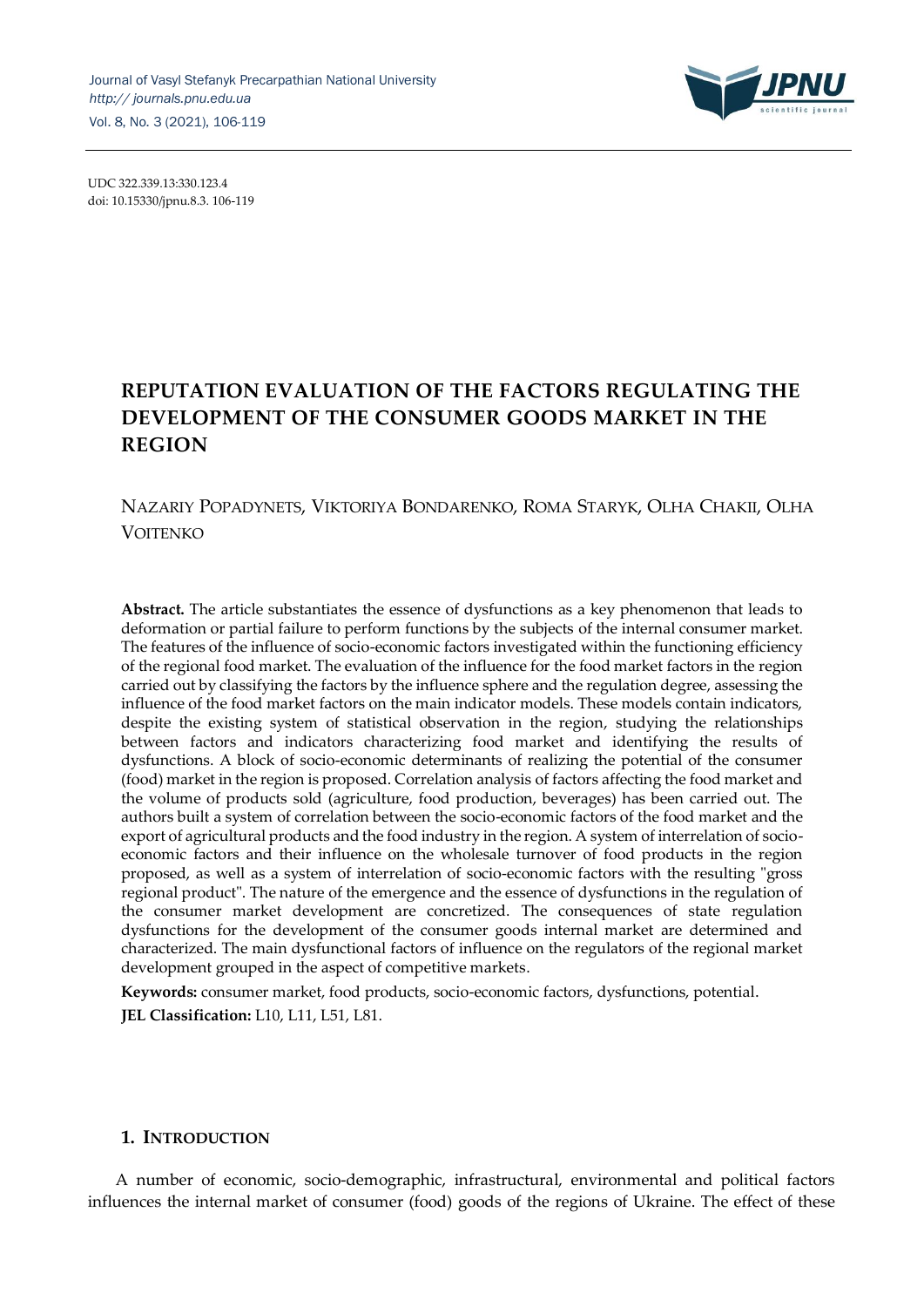UDC 322.339.13:330.123.4
doi: 10.15330/jpnu.8.3. 106-119

# REPUTATION EVALUATION OF THE FACTORS REGULATING THE DEVELOPMENT OF THE CONSUMER GOODS MARKET IN THE REGION

NAZARIY POPADYNETS, VIKTORIYA BONDARENKO, ROMA STARYK, OLHA CHAKII, OLHA VOITENKO

**Abstract.** The article substantiates the essence of dysfunctions as a key phenomenon that leads to deformation or partial failure to perform functions by the subjects of the internal consumer market. The features of the influence of socio-economic factors investigated within the functioning efficiency of the regional food market. The evaluation of the influence for the food market factors in the region carried out by classifying the factors by the influence sphere and the regulation degree, assessing the influence of the food market factors on the main indicator models. These models contain indicators, despite the existing system of statistical observation in the region, studying the relationships between factors and indicators characterizing food market and identifying the results of dysfunctions. A block of socio-economic determinants of realizing the potential of the consumer (food) market in the region is proposed. Correlation analysis of factors affecting the food market and the volume of products sold (agriculture, food production, beverages) has been carried out. The authors built a system of correlation between the socio-economic factors of the food market and the export of agricultural products and the food industry in the region. A system of interrelation of socio-economic factors and their influence on the wholesale turnover of food products in the region proposed, as well as a system of interrelation of socio-economic factors with the resulting "gross regional product". The nature of the emergence and the essence of dysfunctions in the regulation of the consumer market development are concretized. The consequences of state regulation dysfunctions for the development of the consumer goods internal market are determined and characterized. The main dysfunctional factors of influence on the regulators of the regional market development grouped in the aspect of competitive markets.

**Keywords:** consumer market, food products, socio-economic factors, dysfunctions, potential.

**JEL Classification:** L10, L11, L51, L81.

## 1. INTRODUCTION

A number of economic, socio-demographic, infrastructural, environmental and political factors influences the internal market of consumer (food) goods of the regions of Ukraine. The effect of these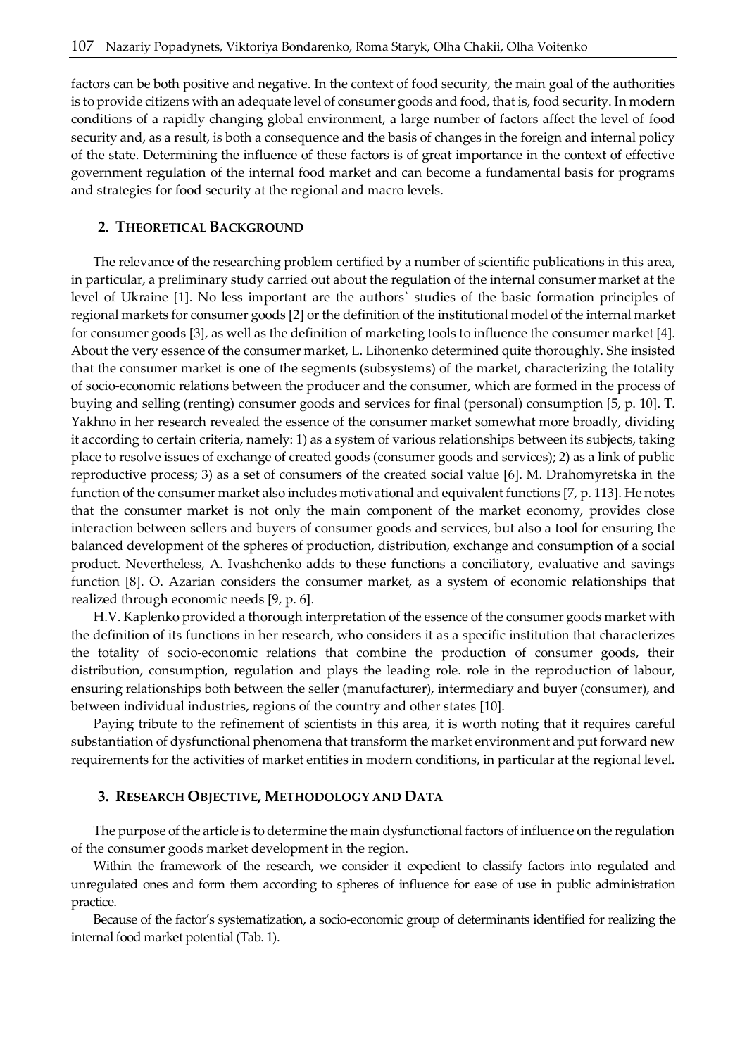factors can be both positive and negative. In the context of food security, the main goal of the authorities is to provide citizens with an adequate level of consumer goods and food, that is, food security. In modern conditions of a rapidly changing global environment, a large number of factors affect the level of food security and, as a result, is both a consequence and the basis of changes in the foreign and internal policy of the state. Determining the influence of these factors is of great importance in the context of effective government regulation of the internal food market and can become a fundamental basis for programs and strategies for food security at the regional and macro levels.

## 2. Theoretical Background

The relevance of the researching problem certified by a number of scientific publications in this area, in particular, a preliminary study carried out about the regulation of the internal consumer market at the level of Ukraine [1]. No less important are the authors` studies of the basic formation principles of regional markets for consumer goods [2] or the definition of the institutional model of the internal market for consumer goods [3], as well as the definition of marketing tools to influence the consumer market [4]. About the very essence of the consumer market, L. Lihonenko determined quite thoroughly. She insisted that the consumer market is one of the segments (subsystems) of the market, characterizing the totality of socio-economic relations between the producer and the consumer, which are formed in the process of buying and selling (renting) consumer goods and services for final (personal) consumption [5, p. 10]. T. Yakhno in her research revealed the essence of the consumer market somewhat more broadly, dividing it according to certain criteria, namely: 1) as a system of various relationships between its subjects, taking place to resolve issues of exchange of created goods (consumer goods and services); 2) as a link of public reproductive process; 3) as a set of consumers of the created social value [6]. M. Drahomyretska in the function of the consumer market also includes motivational and equivalent functions [7, p. 113]. He notes that the consumer market is not only the main component of the market economy, provides close interaction between sellers and buyers of consumer goods and services, but also a tool for ensuring the balanced development of the spheres of production, distribution, exchange and consumption of a social product. Nevertheless, A. Ivashchenko adds to these functions a conciliatory, evaluative and savings function [8]. O. Azarian considers the consumer market, as a system of economic relationships that realized through economic needs [9, p. 6].

H.V. Kaplenko provided a thorough interpretation of the essence of the consumer goods market with the definition of its functions in her research, who considers it as a specific institution that characterizes the totality of socio-economic relations that combine the production of consumer goods, their distribution, consumption, regulation and plays the leading role. role in the reproduction of labour, ensuring relationships both between the seller (manufacturer), intermediary and buyer (consumer), and between individual industries, regions of the country and other states [10].

Paying tribute to the refinement of scientists in this area, it is worth noting that it requires careful substantiation of dysfunctional phenomena that transform the market environment and put forward new requirements for the activities of market entities in modern conditions, in particular at the regional level.

## 3. Research Objective, Methodology and Data

The purpose of the article is to determine the main dysfunctional factors of influence on the regulation of the consumer goods market development in the region.

Within the framework of the research, we consider it expedient to classify factors into regulated and unregulated ones and form them according to spheres of influence for ease of use in public administration practice.

Because of the factor's systematization, a socio-economic group of determinants identified for realizing the internal food market potential (Tab. 1).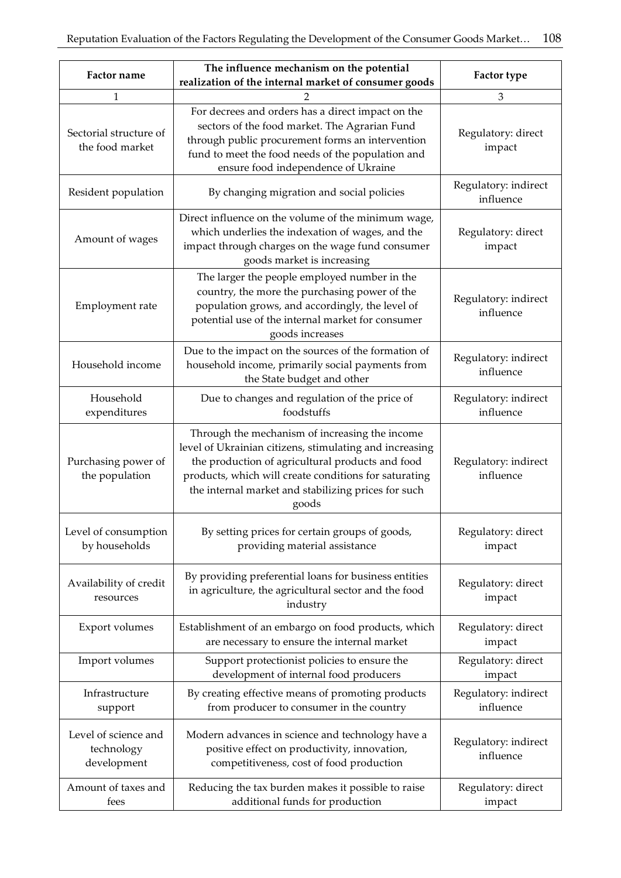| Factor name | The influence mechanism on the potential realization of the internal market of consumer goods | Factor type |
|---|---|---|
| 1 | 2 | 3 |
| Sectorial structure of the food market | For decrees and orders has a direct impact on the sectors of the food market. The Agrarian Fund through public procurement forms an intervention fund to meet the food needs of the population and ensure food independence of Ukraine | Regulatory: direct impact |
| Resident population | By changing migration and social policies | Regulatory: indirect influence |
| Amount of wages | Direct influence on the volume of the minimum wage, which underlies the indexation of wages, and the impact through charges on the wage fund consumer goods market is increasing | Regulatory: direct impact |
| Employment rate | The larger the people employed number in the country, the more the purchasing power of the population grows, and accordingly, the level of potential use of the internal market for consumer goods increases | Regulatory: indirect influence |
| Household income | Due to the impact on the sources of the formation of household income, primarily social payments from the State budget and other | Regulatory: indirect influence |
| Household expenditures | Due to changes and regulation of the price of foodstuffs | Regulatory: indirect influence |
| Purchasing power of the population | Through the mechanism of increasing the income level of Ukrainian citizens, stimulating and increasing the production of agricultural products and food products, which will create conditions for saturating the internal market and stabilizing prices for such goods | Regulatory: indirect influence |
| Level of consumption by households | By setting prices for certain groups of goods, providing material assistance | Regulatory: direct impact |
| Availability of credit resources | By providing preferential loans for business entities in agriculture, the agricultural sector and the food industry | Regulatory: direct impact |
| Export volumes | Establishment of an embargo on food products, which are necessary to ensure the internal market | Regulatory: direct impact |
| Import volumes | Support protectionist policies to ensure the development of internal food producers | Regulatory: direct impact |
| Infrastructure support | By creating effective means of promoting products from producer to consumer in the country | Regulatory: indirect influence |
| Level of science and technology development | Modern advances in science and technology have a positive effect on productivity, innovation, competitiveness, cost of food production | Regulatory: indirect influence |
| Amount of taxes and fees | Reducing the tax burden makes it possible to raise additional funds for production | Regulatory: direct impact |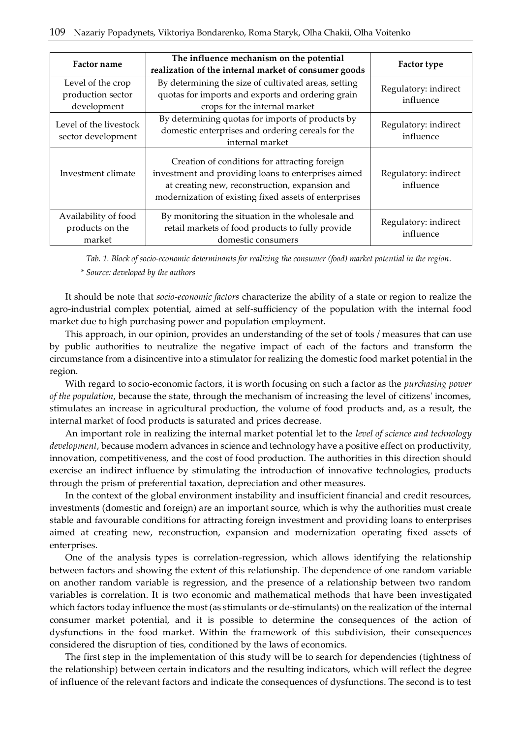| Factor name | The influence mechanism on the potential realization of the internal market of consumer goods | Factor type |
|---|---|---|
| Level of the crop production sector development | By determining the size of cultivated areas, setting quotas for imports and exports and ordering grain crops for the internal market | Regulatory: indirect influence |
| Level of the livestock sector development | By determining quotas for imports of products by domestic enterprises and ordering cereals for the internal market | Regulatory: indirect influence |
| Investment climate | Creation of conditions for attracting foreign investment and providing loans to enterprises aimed at creating new, reconstruction, expansion and modernization of existing fixed assets of enterprises | Regulatory: indirect influence |
| Availability of food products on the market | By monitoring the situation in the wholesale and retail markets of food products to fully provide domestic consumers | Regulatory: indirect influence |

*Tab. 1. Block of socio-economic determinants for realizing the consumer (food) market potential in the region.*

*\* Source: developed by the authors*

It should be note that *socio-economic factors* characterize the ability of a state or region to realize the agro-industrial complex potential, aimed at self-sufficiency of the population with the internal food market due to high purchasing power and population employment.

This approach, in our opinion, provides an understanding of the set of tools / measures that can use by public authorities to neutralize the negative impact of each of the factors and transform the circumstance from a disincentive into a stimulator for realizing the domestic food market potential in the region.

With regard to socio-economic factors, it is worth focusing on such a factor as the *purchasing power of the population*, because the state, through the mechanism of increasing the level of citizens' incomes, stimulates an increase in agricultural production, the volume of food products and, as a result, the internal market of food products is saturated and prices decrease.

An important role in realizing the internal market potential let to the *level of science and technology development*, because modern advances in science and technology have a positive effect on productivity, innovation, competitiveness, and the cost of food production. The authorities in this direction should exercise an indirect influence by stimulating the introduction of innovative technologies, products through the prism of preferential taxation, depreciation and other measures.

In the context of the global environment instability and insufficient financial and credit resources, investments (domestic and foreign) are an important source, which is why the authorities must create stable and favourable conditions for attracting foreign investment and providing loans to enterprises aimed at creating new, reconstruction, expansion and modernization operating fixed assets of enterprises.

One of the analysis types is correlation-regression, which allows identifying the relationship between factors and showing the extent of this relationship. The dependence of one random variable on another random variable is regression, and the presence of a relationship between two random variables is correlation. It is two economic and mathematical methods that have been investigated which factors today influence the most (as stimulants or de-stimulants) on the realization of the internal consumer market potential, and it is possible to determine the consequences of the action of dysfunctions in the food market. Within the framework of this subdivision, their consequences considered the disruption of ties, conditioned by the laws of economics.

The first step in the implementation of this study will be to search for dependencies (tightness of the relationship) between certain indicators and the resulting indicators, which will reflect the degree of influence of the relevant factors and indicate the consequences of dysfunctions. The second is to test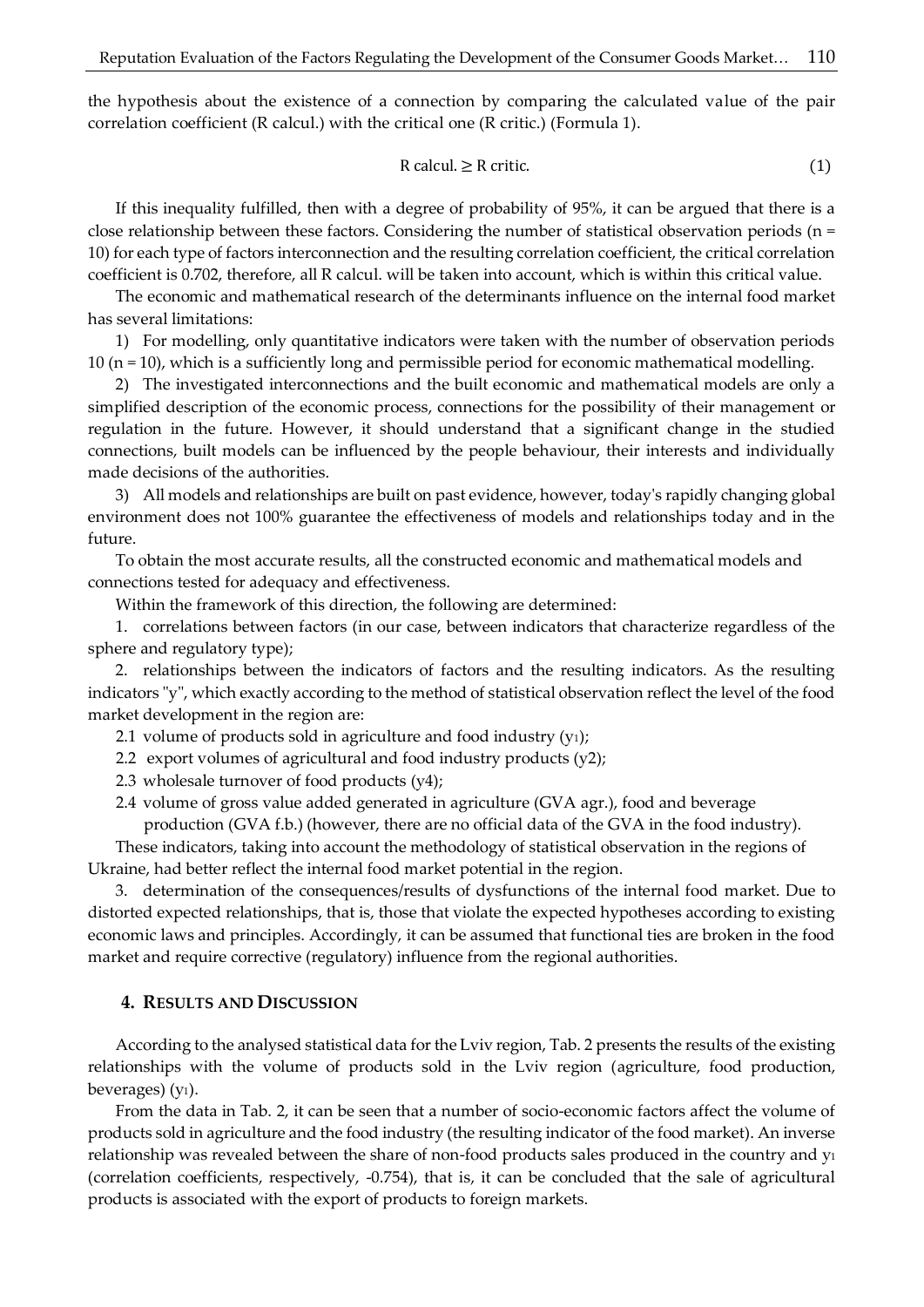the hypothesis about the existence of a connection by comparing the calculated value of the pair correlation coefficient (R calcul.) with the critical one (R critic.) (Formula 1).

$$R \text{ calcul.} \geq R \text{ critic.} \tag{1}$$

If this inequality fulfilled, then with a degree of probability of 95%, it can be argued that there is a close relationship between these factors. Considering the number of statistical observation periods (n = 10) for each type of factors interconnection and the resulting correlation coefficient, the critical correlation coefficient is 0.702, therefore, all R calcul. will be taken into account, which is within this critical value.

The economic and mathematical research of the determinants influence on the internal food market has several limitations:

1) For modelling, only quantitative indicators were taken with the number of observation periods 10 (n = 10), which is a sufficiently long and permissible period for economic mathematical modelling.

2) The investigated interconnections and the built economic and mathematical models are only a simplified description of the economic process, connections for the possibility of their management or regulation in the future. However, it should understand that a significant change in the studied connections, built models can be influenced by the people behaviour, their interests and individually made decisions of the authorities.

3) All models and relationships are built on past evidence, however, today's rapidly changing global environment does not 100% guarantee the effectiveness of models and relationships today and in the future.

To obtain the most accurate results, all the constructed economic and mathematical models and connections tested for adequacy and effectiveness.

Within the framework of this direction, the following are determined:

1. correlations between factors (in our case, between indicators that characterize regardless of the sphere and regulatory type);
2. relationships between the indicators of factors and the resulting indicators. As the resulting indicators "y", which exactly according to the method of statistical observation reflect the level of the food market development in the region are:
   2.1 volume of products sold in agriculture and food industry ($y_1$);
   2.2 export volumes of agricultural and food industry products ($y_2$);
   2.3 wholesale turnover of food products ($y_4$);
   2.4 volume of gross value added generated in agriculture (GVA agr.), food and beverage production (GVA f.b.) (however, there are no official data of the GVA in the food industry).

These indicators, taking into account the methodology of statistical observation in the regions of Ukraine, had better reflect the internal food market potential in the region.

3. determination of the consequences/results of dysfunctions of the internal food market. Due to distorted expected relationships, that is, those that violate the expected hypotheses according to existing economic laws and principles. Accordingly, it can be assumed that functional ties are broken in the food market and require corrective (regulatory) influence from the regional authorities.

## 4. RESULTS AND DISCUSSION

According to the analysed statistical data for the Lviv region, Tab. 2 presents the results of the existing relationships with the volume of products sold in the Lviv region (agriculture, food production, beverages) ($y_1$).

From the data in Tab. 2, it can be seen that a number of socio-economic factors affect the volume of products sold in agriculture and the food industry (the resulting indicator of the food market). An inverse relationship was revealed between the share of non-food products sales produced in the country and $y_1$ (correlation coefficients, respectively, -0.754), that is, it can be concluded that the sale of agricultural products is associated with the export of products to foreign markets.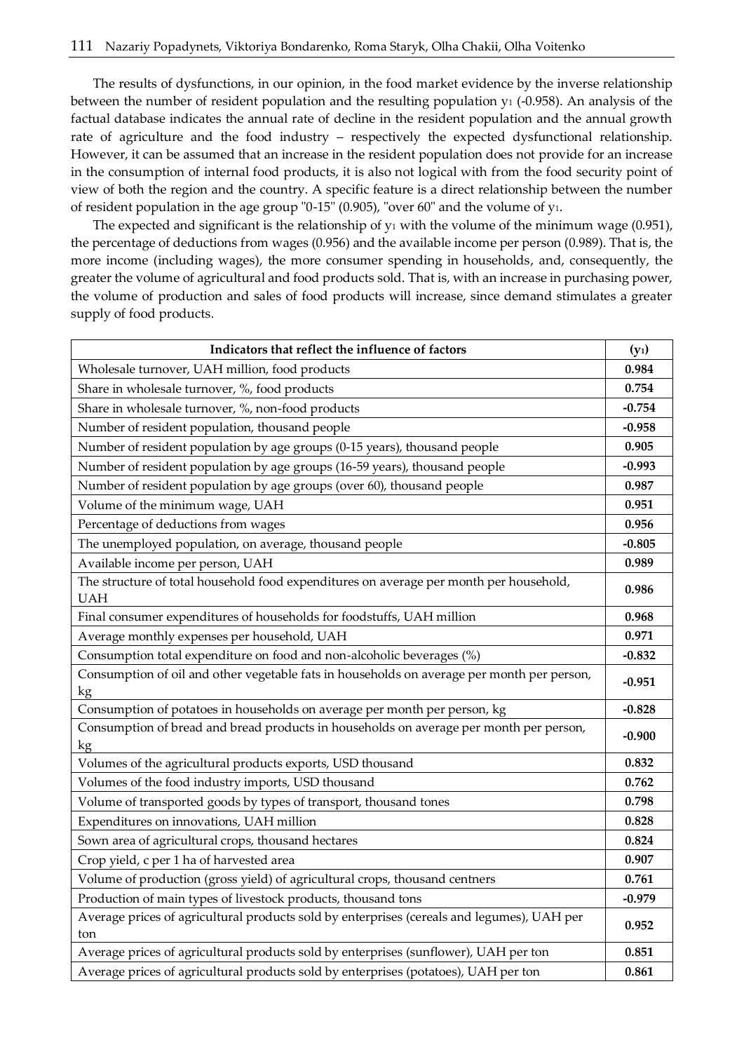The results of dysfunctions, in our opinion, in the food market evidence by the inverse relationship between the number of resident population and the resulting population $y_1$ (-0.958). An analysis of the factual database indicates the annual rate of decline in the resident population and the annual growth rate of agriculture and the food industry – respectively the expected dysfunctional relationship. However, it can be assumed that an increase in the resident population does not provide for an increase in the consumption of internal food products, it is also not logical with from the food security point of view of both the region and the country. A specific feature is a direct relationship between the number of resident population in the age group "0-15" (0.905), "over 60" and the volume of $y_1$.

The expected and significant is the relationship of $y_1$ with the volume of the minimum wage (0.951), the percentage of deductions from wages (0.956) and the available income per person (0.989). That is, the more income (including wages), the more consumer spending in households, and, consequently, the greater the volume of agricultural and food products sold. That is, with an increase in purchasing power, the volume of production and sales of food products will increase, since demand stimulates a greater supply of food products.

| **Indicators that reflect the influence of factors** | **($y_1$)** |
|---|---|
| Wholesale turnover, UAH million, food products | **0.984** |
| Share in wholesale turnover, %, food products | **0.754** |
| Share in wholesale turnover, %, non-food products | **-0.754** |
| Number of resident population, thousand people | **-0.958** |
| Number of resident population by age groups (0-15 years), thousand people | **0.905** |
| Number of resident population by age groups (16-59 years), thousand people | **-0.993** |
| Number of resident population by age groups (over 60), thousand people | **0.987** |
| Volume of the minimum wage, UAH | **0.951** |
| Percentage of deductions from wages | **0.956** |
| The unemployed population, on average, thousand people | **-0.805** |
| Available income per person, UAH | **0.989** |
| The structure of total household food expenditures on average per month per household, UAH | **0.986** |
| Final consumer expenditures of households for foodstuffs, UAH million | **0.968** |
| Average monthly expenses per household, UAH | **0.971** |
| Consumption total expenditure on food and non-alcoholic beverages (%) | **-0.832** |
| Consumption of oil and other vegetable fats in households on average per month per person, kg | **-0.951** |
| Consumption of potatoes in households on average per month per person, kg | **-0.828** |
| Consumption of bread and bread products in households on average per month per person, kg | **-0.900** |
| Volumes of the agricultural products exports, USD thousand | **0.832** |
| Volumes of the food industry imports, USD thousand | **0.762** |
| Volume of transported goods by types of transport, thousand tones | **0.798** |
| Expenditures on innovations, UAH million | **0.828** |
| Sown area of agricultural crops, thousand hectares | **0.824** |
| Crop yield, c per 1 ha of harvested area | **0.907** |
| Volume of production (gross yield) of agricultural crops, thousand centners | **0.761** |
| Production of main types of livestock products, thousand tons | **-0.979** |
| Average prices of agricultural products sold by enterprises (cereals and legumes), UAH per ton | **0.952** |
| Average prices of agricultural products sold by enterprises (sunflower), UAH per ton | **0.851** |
| Average prices of agricultural products sold by enterprises (potatoes), UAH per ton | **0.861** |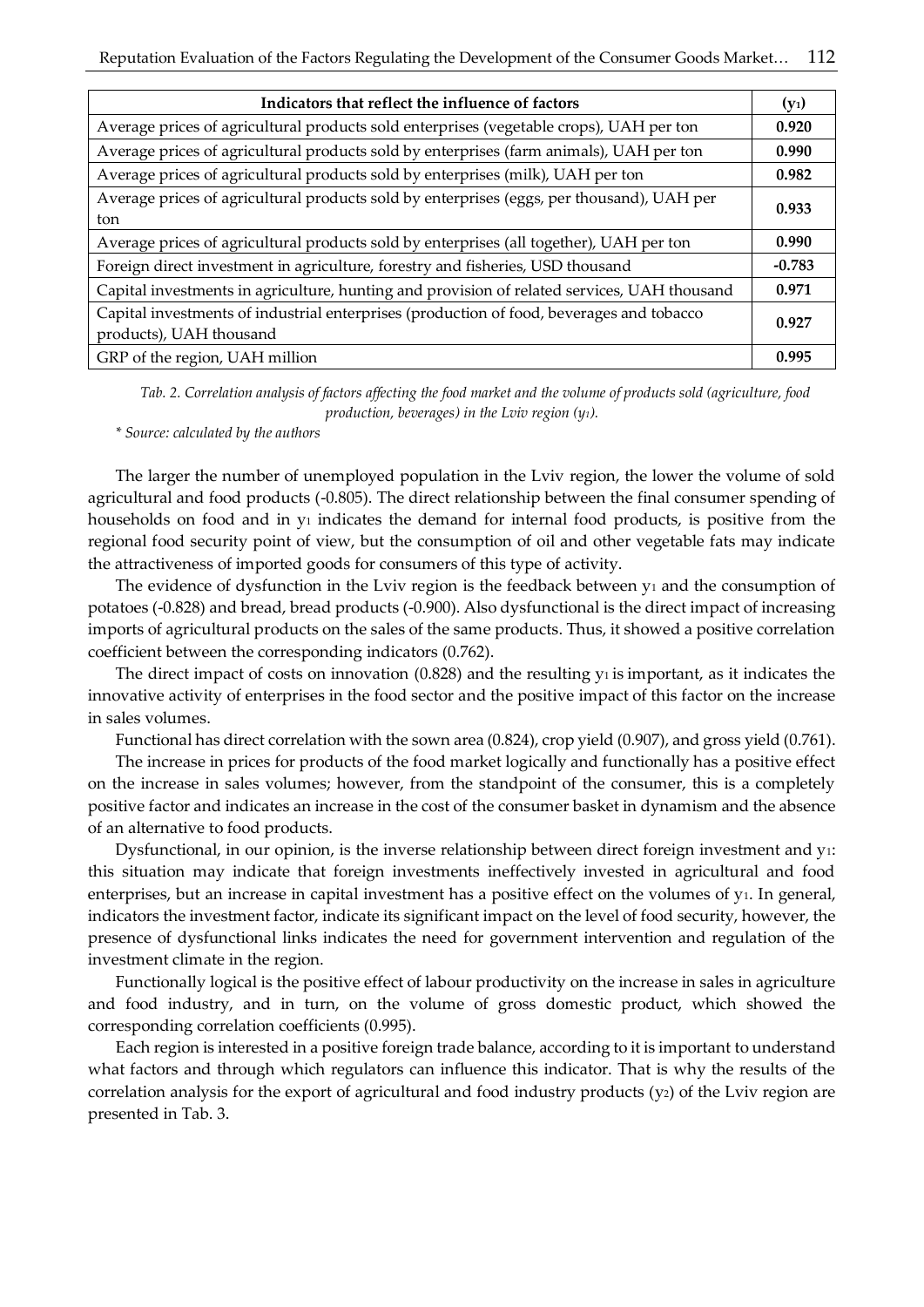| Indicators that reflect the influence of factors | $(y_1)$ |
|---|---|
| Average prices of agricultural products sold enterprises (vegetable crops), UAH per ton | **0.920** |
| Average prices of agricultural products sold by enterprises (farm animals), UAH per ton | **0.990** |
| Average prices of agricultural products sold by enterprises (milk), UAH per ton | **0.982** |
| Average prices of agricultural products sold by enterprises (eggs, per thousand), UAH per ton | **0.933** |
| Average prices of agricultural products sold by enterprises (all together), UAH per ton | **0.990** |
| Foreign direct investment in agriculture, forestry and fisheries, USD thousand | **-0.783** |
| Capital investments in agriculture, hunting and provision of related services, UAH thousand | **0.971** |
| Capital investments of industrial enterprises (production of food, beverages and tobacco products), UAH thousand | **0.927** |
| GRP of the region, UAH million | **0.995** |

*Tab. 2. Correlation analysis of factors affecting the food market and the volume of products sold (agriculture, food production, beverages) in the Lviv region ($y_1$).*

*\* Source: calculated by the authors*

The larger the number of unemployed population in the Lviv region, the lower the volume of sold agricultural and food products (-0.805). The direct relationship between the final consumer spending of households on food and in $y_1$ indicates the demand for internal food products, is positive from the regional food security point of view, but the consumption of oil and other vegetable fats may indicate the attractiveness of imported goods for consumers of this type of activity.

The evidence of dysfunction in the Lviv region is the feedback between $y_1$ and the consumption of potatoes (-0.828) and bread, bread products (-0.900). Also dysfunctional is the direct impact of increasing imports of agricultural products on the sales of the same products. Thus, it showed a positive correlation coefficient between the corresponding indicators (0.762).

The direct impact of costs on innovation (0.828) and the resulting $y_1$ is important, as it indicates the innovative activity of enterprises in the food sector and the positive impact of this factor on the increase in sales volumes.

Functional has direct correlation with the sown area (0.824), crop yield (0.907), and gross yield (0.761).

The increase in prices for products of the food market logically and functionally has a positive effect on the increase in sales volumes; however, from the standpoint of the consumer, this is a completely positive factor and indicates an increase in the cost of the consumer basket in dynamism and the absence of an alternative to food products.

Dysfunctional, in our opinion, is the inverse relationship between direct foreign investment and $y_1$: this situation may indicate that foreign investments ineffectively invested in agricultural and food enterprises, but an increase in capital investment has a positive effect on the volumes of $y_1$. In general, indicators the investment factor, indicate its significant impact on the level of food security, however, the presence of dysfunctional links indicates the need for government intervention and regulation of the investment climate in the region.

Functionally logical is the positive effect of labour productivity on the increase in sales in agriculture and food industry, and in turn, on the volume of gross domestic product, which showed the corresponding correlation coefficients (0.995).

Each region is interested in a positive foreign trade balance, according to it is important to understand what factors and through which regulators can influence this indicator. That is why the results of the correlation analysis for the export of agricultural and food industry products ($y_2$) of the Lviv region are presented in Tab. 3.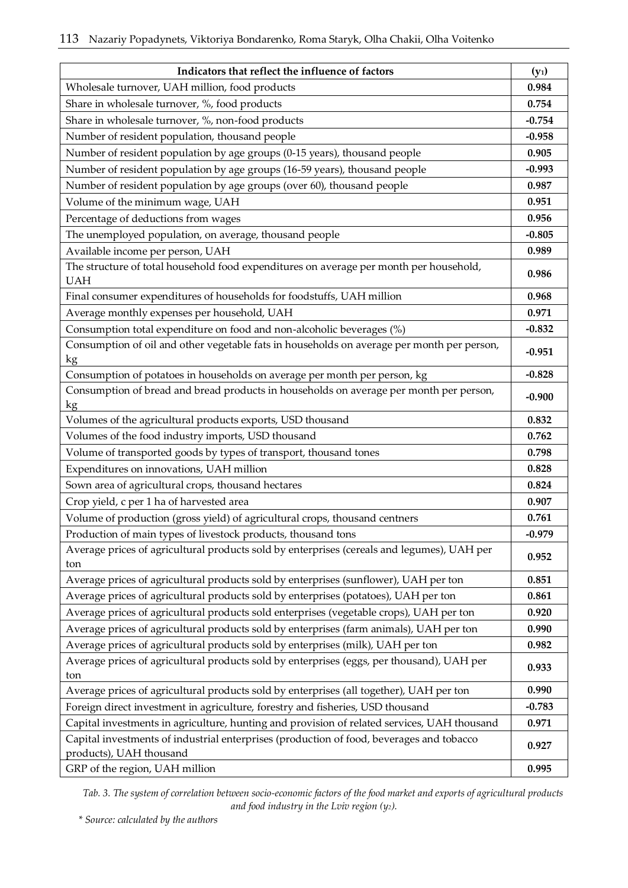| Indicators that reflect the influence of factors | ($y_1$) |
|---|---|
| Wholesale turnover, UAH million, food products | **0.984** |
| Share in wholesale turnover, %, food products | **0.754** |
| Share in wholesale turnover, %, non-food products | **-0.754** |
| Number of resident population, thousand people | **-0.958** |
| Number of resident population by age groups (0-15 years), thousand people | **0.905** |
| Number of resident population by age groups (16-59 years), thousand people | **-0.993** |
| Number of resident population by age groups (over 60), thousand people | **0.987** |
| Volume of the minimum wage, UAH | **0.951** |
| Percentage of deductions from wages | **0.956** |
| The unemployed population, on average, thousand people | **-0.805** |
| Available income per person, UAH | **0.989** |
| The structure of total household food expenditures on average per month per household, UAH | **0.986** |
| Final consumer expenditures of households for foodstuffs, UAH million | **0.968** |
| Average monthly expenses per household, UAH | **0.971** |
| Consumption total expenditure on food and non-alcoholic beverages (%) | **-0.832** |
| Consumption of oil and other vegetable fats in households on average per month per person, kg | **-0.951** |
| Consumption of potatoes in households on average per month per person, kg | **-0.828** |
| Consumption of bread and bread products in households on average per month per person, kg | **-0.900** |
| Volumes of the agricultural products exports, USD thousand | **0.832** |
| Volumes of the food industry imports, USD thousand | **0.762** |
| Volume of transported goods by types of transport, thousand tones | **0.798** |
| Expenditures on innovations, UAH million | **0.828** |
| Sown area of agricultural crops, thousand hectares | **0.824** |
| Crop yield, c per 1 ha of harvested area | **0.907** |
| Volume of production (gross yield) of agricultural crops, thousand centners | **0.761** |
| Production of main types of livestock products, thousand tons | **-0.979** |
| Average prices of agricultural products sold by enterprises (cereals and legumes), UAH per ton | **0.952** |
| Average prices of agricultural products sold by enterprises (sunflower), UAH per ton | **0.851** |
| Average prices of agricultural products sold by enterprises (potatoes), UAH per ton | **0.861** |
| Average prices of agricultural products sold enterprises (vegetable crops), UAH per ton | **0.920** |
| Average prices of agricultural products sold by enterprises (farm animals), UAH per ton | **0.990** |
| Average prices of agricultural products sold by enterprises (milk), UAH per ton | **0.982** |
| Average prices of agricultural products sold by enterprises (eggs, per thousand), UAH per ton | **0.933** |
| Average prices of agricultural products sold by enterprises (all together), UAH per ton | **0.990** |
| Foreign direct investment in agriculture, forestry and fisheries, USD thousand | **-0.783** |
| Capital investments in agriculture, hunting and provision of related services, UAH thousand | **0.971** |
| Capital investments of industrial enterprises (production of food, beverages and tobacco products), UAH thousand | **0.927** |
| GRP of the region, UAH million | **0.995** |

*Tab. 3. The system of correlation between socio-economic factors of the food market and exports of agricultural products and food industry in the Lviv region ($y_2$).*

*\* Source: calculated by the authors*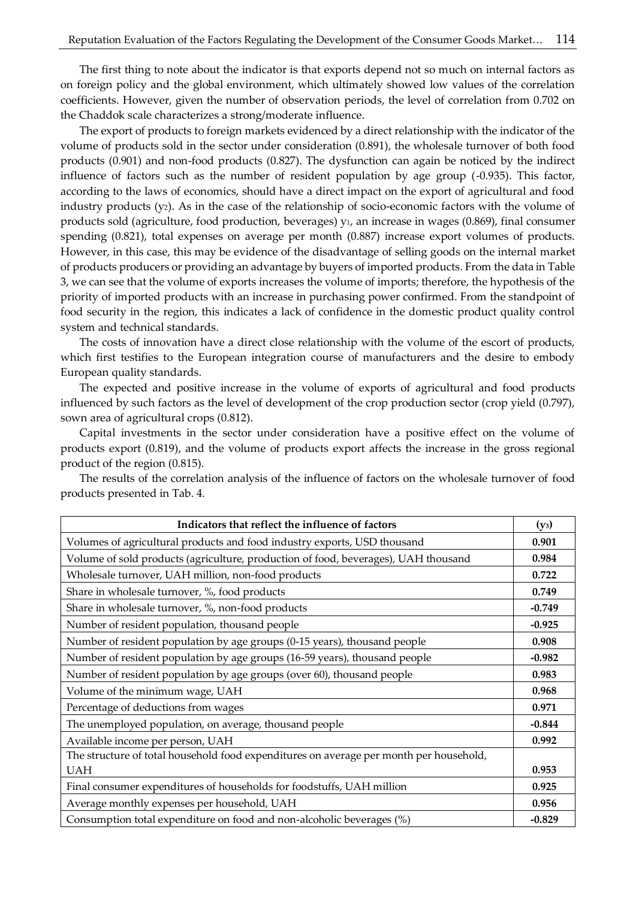The first thing to note about the indicator is that exports depend not so much on internal factors as on foreign policy and the global environment, which ultimately showed low values of the correlation coefficients. However, given the number of observation periods, the level of correlation from 0.702 on the Chaddok scale characterizes a strong/moderate influence.

The export of products to foreign markets evidenced by a direct relationship with the indicator of the volume of products sold in the sector under consideration (0.891), the wholesale turnover of both food products (0.901) and non-food products (0.827). The dysfunction can again be noticed by the indirect influence of factors such as the number of resident population by age group (-0.935). This factor, according to the laws of economics, should have a direct impact on the export of agricultural and food industry products ($y_2$). As in the case of the relationship of socio-economic factors with the volume of products sold (agriculture, food production, beverages) $y_1$, an increase in wages (0.869), final consumer spending (0.821), total expenses on average per month (0.887) increase export volumes of products. However, in this case, this may be evidence of the disadvantage of selling goods on the internal market of products producers or providing an advantage by buyers of imported products. From the data in Table 3, we can see that the volume of exports increases the volume of imports; therefore, the hypothesis of the priority of imported products with an increase in purchasing power confirmed. From the standpoint of food security in the region, this indicates a lack of confidence in the domestic product quality control system and technical standards.

The costs of innovation have a direct close relationship with the volume of the escort of products, which first testifies to the European integration course of manufacturers and the desire to embody European quality standards.

The expected and positive increase in the volume of exports of agricultural and food products influenced by such factors as the level of development of the crop production sector (crop yield (0.797), sown area of agricultural crops (0.812).

Capital investments in the sector under consideration have a positive effect on the volume of products export (0.819), and the volume of products export affects the increase in the gross regional product of the region (0.815).

The results of the correlation analysis of the influence of factors on the wholesale turnover of food products presented in Tab. 4.

| Indicators that reflect the influence of factors | ($y_3$) |
|---|---|
| Volumes of agricultural products and food industry exports, USD thousand | **0.901** |
| Volume of sold products (agriculture, production of food, beverages), UAH thousand | **0.984** |
| Wholesale turnover, UAH million, non-food products | **0.722** |
| Share in wholesale turnover, %, food products | **0.749** |
| Share in wholesale turnover, %, non-food products | **-0.749** |
| Number of resident population, thousand people | **-0.925** |
| Number of resident population by age groups (0-15 years), thousand people | **0.908** |
| Number of resident population by age groups (16-59 years), thousand people | **-0.982** |
| Number of resident population by age groups (over 60), thousand people | **0.983** |
| Volume of the minimum wage, UAH | **0.968** |
| Percentage of deductions from wages | **0.971** |
| The unemployed population, on average, thousand people | **-0.844** |
| Available income per person, UAH | **0.992** |
| The structure of total household food expenditures on average per month per household, UAH | **0.953** |
| Final consumer expenditures of households for foodstuffs, UAH million | **0.925** |
| Average monthly expenses per household, UAH | **0.956** |
| Consumption total expenditure on food and non-alcoholic beverages (%) | **-0.829** |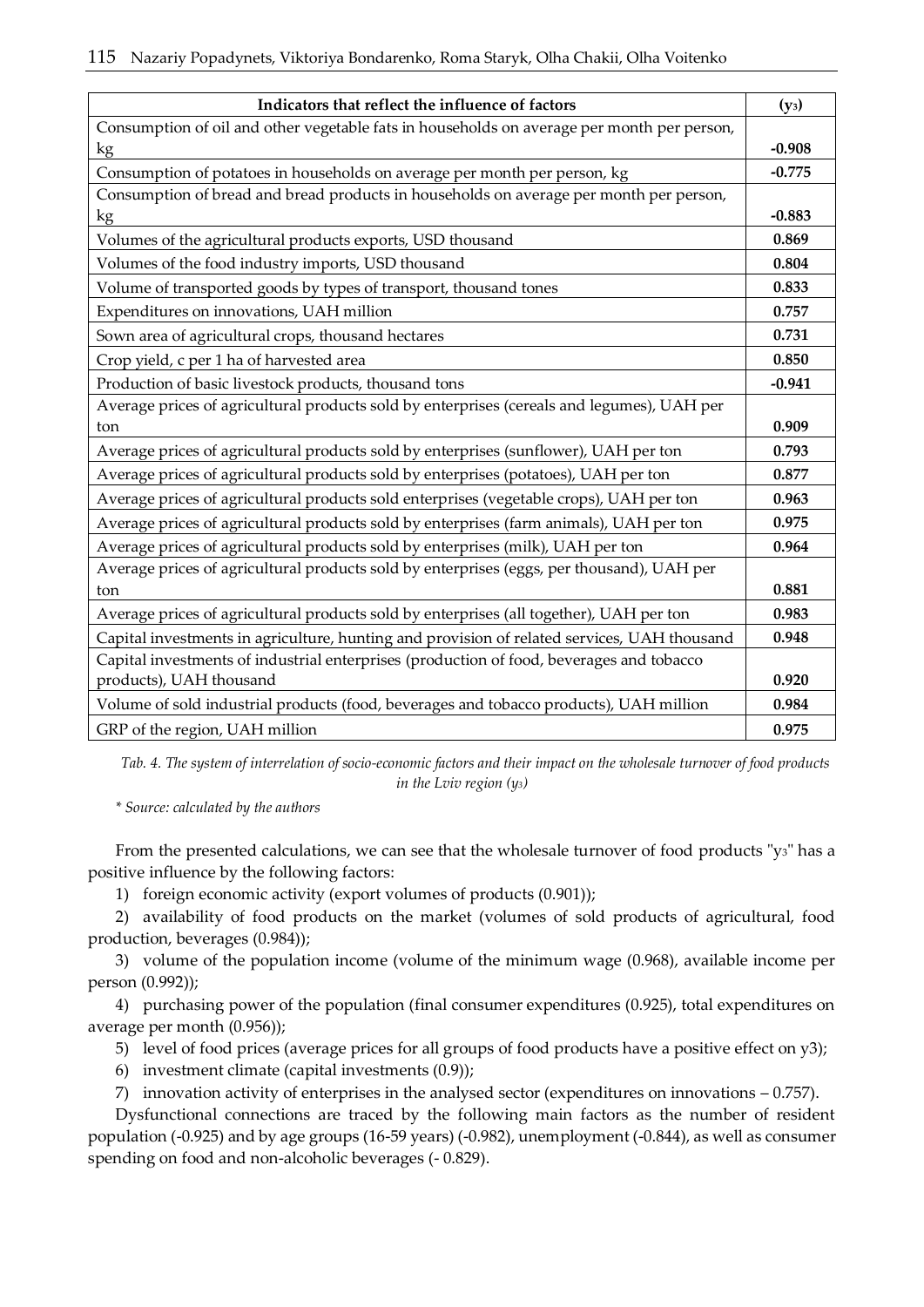| Indicators that reflect the influence of factors | ($y_3$) |
|---|---|
| Consumption of oil and other vegetable fats in households on average per month per person, kg | **-0.908** |
| Consumption of potatoes in households on average per month per person, kg | **-0.775** |
| Consumption of bread and bread products in households on average per month per person, kg | **-0.883** |
| Volumes of the agricultural products exports, USD thousand | **0.869** |
| Volumes of the food industry imports, USD thousand | **0.804** |
| Volume of transported goods by types of transport, thousand tones | **0.833** |
| Expenditures on innovations, UAH million | **0.757** |
| Sown area of agricultural crops, thousand hectares | **0.731** |
| Crop yield, c per 1 ha of harvested area | **0.850** |
| Production of basic livestock products, thousand tons | **-0.941** |
| Average prices of agricultural products sold by enterprises (cereals and legumes), UAH per ton | **0.909** |
| Average prices of agricultural products sold by enterprises (sunflower), UAH per ton | **0.793** |
| Average prices of agricultural products sold by enterprises (potatoes), UAH per ton | **0.877** |
| Average prices of agricultural products sold enterprises (vegetable crops), UAH per ton | **0.963** |
| Average prices of agricultural products sold by enterprises (farm animals), UAH per ton | **0.975** |
| Average prices of agricultural products sold by enterprises (milk), UAH per ton | **0.964** |
| Average prices of agricultural products sold by enterprises (eggs, per thousand), UAH per ton | **0.881** |
| Average prices of agricultural products sold by enterprises (all together), UAH per ton | **0.983** |
| Capital investments in agriculture, hunting and provision of related services, UAH thousand | **0.948** |
| Capital investments of industrial enterprises (production of food, beverages and tobacco products), UAH thousand | **0.920** |
| Volume of sold industrial products (food, beverages and tobacco products), UAH million | **0.984** |
| GRP of the region, UAH million | **0.975** |

*Tab. 4. The system of interrelation of socio-economic factors and their impact on the wholesale turnover of food products in the Lviv region ($y_3$)*

*\* Source: calculated by the authors*

From the presented calculations, we can see that the wholesale turnover of food products "$y_3$" has a positive influence by the following factors:

1) foreign economic activity (export volumes of products (0.901));

2) availability of food products on the market (volumes of sold products of agricultural, food production, beverages (0.984));

3) volume of the population income (volume of the minimum wage (0.968), available income per person (0.992));

4) purchasing power of the population (final consumer expenditures (0.925), total expenditures on average per month (0.956));

5) level of food prices (average prices for all groups of food products have a positive effect on y3);

6) investment climate (capital investments (0.9));

7) innovation activity of enterprises in the analysed sector (expenditures on innovations – 0.757).

Dysfunctional connections are traced by the following main factors as the number of resident population (-0.925) and by age groups (16-59 years) (-0.982), unemployment (-0.844), as well as consumer spending on food and non-alcoholic beverages (- 0.829).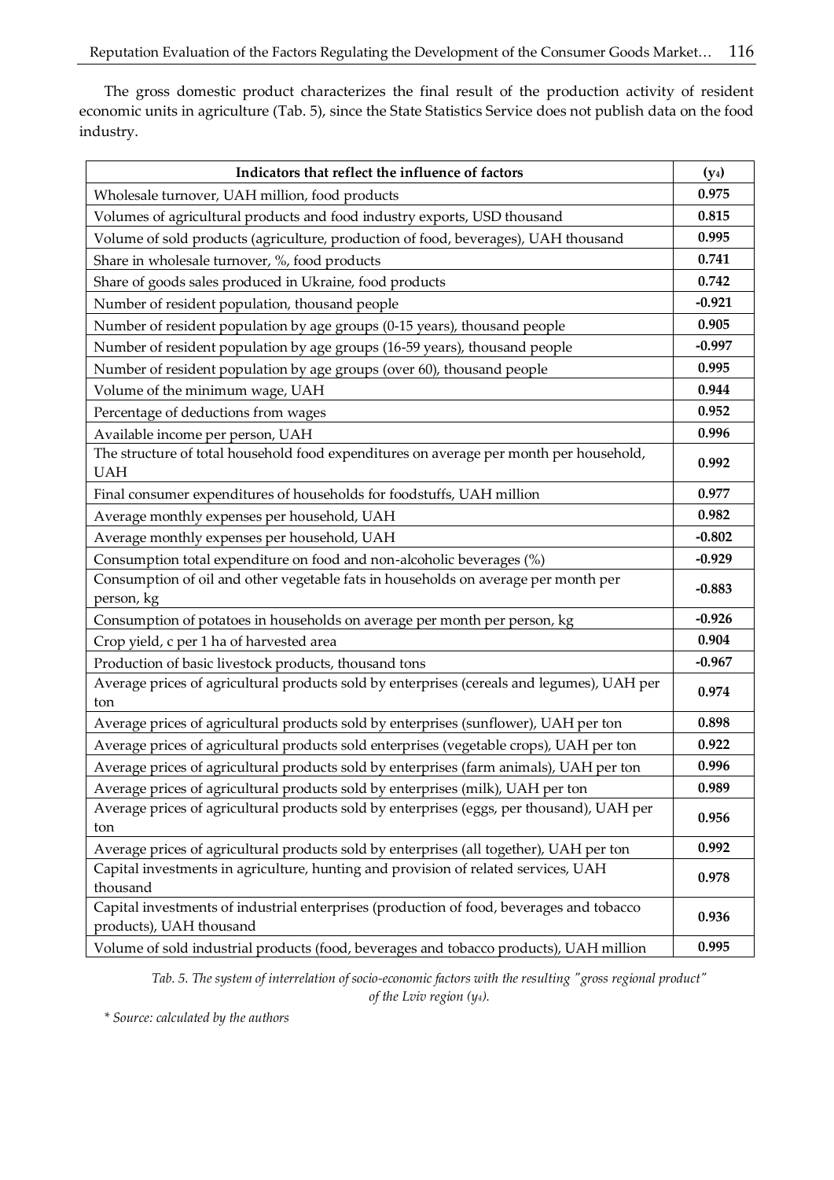The gross domestic product characterizes the final result of the production activity of resident economic units in agriculture (Tab. 5), since the State Statistics Service does not publish data on the food industry.

| Indicators that reflect the influence of factors | **($y_4$)** |
|---|---|
| Wholesale turnover, UAH million, food products | **0.975** |
| Volumes of agricultural products and food industry exports, USD thousand | **0.815** |
| Volume of sold products (agriculture, production of food, beverages), UAH thousand | **0.995** |
| Share in wholesale turnover, %, food products | **0.741** |
| Share of goods sales produced in Ukraine, food products | **0.742** |
| Number of resident population, thousand people | **-0.921** |
| Number of resident population by age groups (0-15 years), thousand people | **0.905** |
| Number of resident population by age groups (16-59 years), thousand people | **-0.997** |
| Number of resident population by age groups (over 60), thousand people | **0.995** |
| Volume of the minimum wage, UAH | **0.944** |
| Percentage of deductions from wages | **0.952** |
| Available income per person, UAH | **0.996** |
| The structure of total household food expenditures on average per month per household, UAH | **0.992** |
| Final consumer expenditures of households for foodstuffs, UAH million | **0.977** |
| Average monthly expenses per household, UAH | **0.982** |
| Average monthly expenses per household, UAH | **-0.802** |
| Consumption total expenditure on food and non-alcoholic beverages (%) | **-0.929** |
| Consumption of oil and other vegetable fats in households on average per month per person, kg | **-0.883** |
| Consumption of potatoes in households on average per month per person, kg | **-0.926** |
| Crop yield, c per 1 ha of harvested area | **0.904** |
| Production of basic livestock products, thousand tons | **-0.967** |
| Average prices of agricultural products sold by enterprises (cereals and legumes), UAH per ton | **0.974** |
| Average prices of agricultural products sold by enterprises (sunflower), UAH per ton | **0.898** |
| Average prices of agricultural products sold enterprises (vegetable crops), UAH per ton | **0.922** |
| Average prices of agricultural products sold by enterprises (farm animals), UAH per ton | **0.996** |
| Average prices of agricultural products sold by enterprises (milk), UAH per ton | **0.989** |
| Average prices of agricultural products sold by enterprises (eggs, per thousand), UAH per ton | **0.956** |
| Average prices of agricultural products sold by enterprises (all together), UAH per ton | **0.992** |
| Capital investments in agriculture, hunting and provision of related services, UAH thousand | **0.978** |
| Capital investments of industrial enterprises (production of food, beverages and tobacco products), UAH thousand | **0.936** |
| Volume of sold industrial products (food, beverages and tobacco products), UAH million | **0.995** |

*Tab. 5. The system of interrelation of socio-economic factors with the resulting "gross regional product" of the Lviv region ($y_4$).*

*\* Source: calculated by the authors*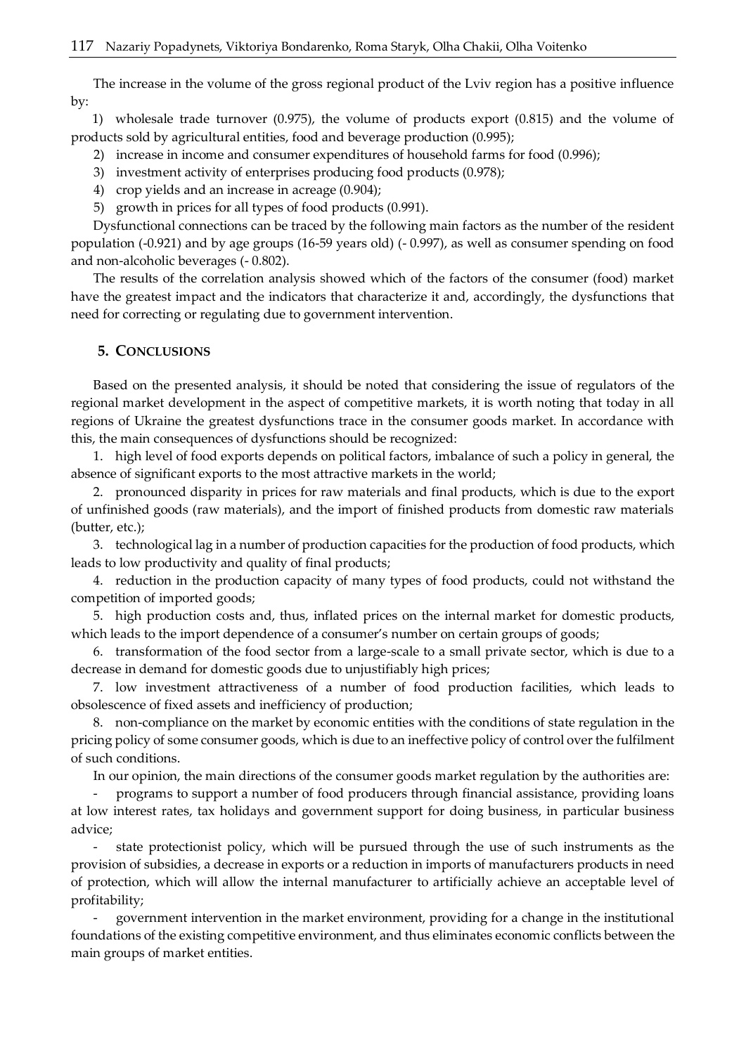The increase in the volume of the gross regional product of the Lviv region has a positive influence by:

1) wholesale trade turnover (0.975), the volume of products export (0.815) and the volume of products sold by agricultural entities, food and beverage production (0.995);
2) increase in income and consumer expenditures of household farms for food (0.996);
3) investment activity of enterprises producing food products (0.978);
4) crop yields and an increase in acreage (0.904);
5) growth in prices for all types of food products (0.991).

Dysfunctional connections can be traced by the following main factors as the number of the resident population (-0.921) and by age groups (16-59 years old) (- 0.997), as well as consumer spending on food and non-alcoholic beverages (- 0.802).

The results of the correlation analysis showed which of the factors of the consumer (food) market have the greatest impact and the indicators that characterize it and, accordingly, the dysfunctions that need for correcting or regulating due to government intervention.

## 5. CONCLUSIONS

Based on the presented analysis, it should be noted that considering the issue of regulators of the regional market development in the aspect of competitive markets, it is worth noting that today in all regions of Ukraine the greatest dysfunctions trace in the consumer goods market. In accordance with this, the main consequences of dysfunctions should be recognized:

1. high level of food exports depends on political factors, imbalance of such a policy in general, the absence of significant exports to the most attractive markets in the world;
2. pronounced disparity in prices for raw materials and final products, which is due to the export of unfinished goods (raw materials), and the import of finished products from domestic raw materials (butter, etc.);
3. technological lag in a number of production capacities for the production of food products, which leads to low productivity and quality of final products;
4. reduction in the production capacity of many types of food products, could not withstand the competition of imported goods;
5. high production costs and, thus, inflated prices on the internal market for domestic products, which leads to the import dependence of a consumer's number on certain groups of goods;
6. transformation of the food sector from a large-scale to a small private sector, which is due to a decrease in demand for domestic goods due to unjustifiably high prices;
7. low investment attractiveness of a number of food production facilities, which leads to obsolescence of fixed assets and inefficiency of production;
8. non-compliance on the market by economic entities with the conditions of state regulation in the pricing policy of some consumer goods, which is due to an ineffective policy of control over the fulfilment of such conditions.

In our opinion, the main directions of the consumer goods market regulation by the authorities are:

- programs to support a number of food producers through financial assistance, providing loans at low interest rates, tax holidays and government support for doing business, in particular business advice;
- state protectionist policy, which will be pursued through the use of such instruments as the provision of subsidies, a decrease in exports or a reduction in imports of manufacturers products in need of protection, which will allow the internal manufacturer to artificially achieve an acceptable level of profitability;
- government intervention in the market environment, providing for a change in the institutional foundations of the existing competitive environment, and thus eliminates economic conflicts between the main groups of market entities.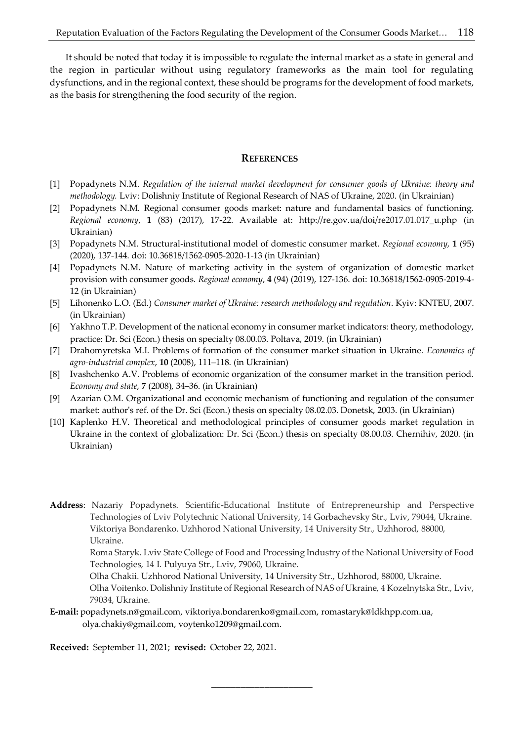It should be noted that today it is impossible to regulate the internal market as a state in general and the region in particular without using regulatory frameworks as the main tool for regulating dysfunctions, and in the regional context, these should be programs for the development of food markets, as the basis for strengthening the food security of the region.

## REFERENCES

[1] Popadynets N.M. *Regulation of the internal market development for consumer goods of Ukraine: theory and methodology.* Lviv: Dolishniy Institute of Regional Research of NAS of Ukraine, 2020. (in Ukrainian)

[2] Popadynets N.M. Regional consumer goods market: nature and fundamental basics of functioning. *Regional economy*, **1** (83) (2017), 17-22. Available at: http://re.gov.ua/doi/re2017.01.017_u.php (in Ukrainian)

[3] Popadynets N.M. Structural-institutional model of domestic consumer market. *Regional economy*, **1** (95) (2020), 137-144. doi: 10.36818/1562-0905-2020-1-13 (in Ukrainian)

[4] Popadynets N.M. Nature of marketing activity in the system of organization of domestic market provision with consumer goods. *Regional economy*, **4** (94) (2019), 127-136. doi: 10.36818/1562-0905-2019-4-12 (in Ukrainian)

[5] Lihonenko L.O. (Ed.) *Consumer market of Ukraine: research methodology and regulation*. Kyiv: KNTEU, 2007. (in Ukrainian)

[6] Yakhno T.P. Development of the national economy in consumer market indicators: theory, methodology, practice: Dr. Sci (Econ.) thesis on specialty 08.00.03. Poltava, 2019. (in Ukrainian)

[7] Drahomyretska M.I. Problems of formation of the consumer market situation in Ukraine. *Economics of agro-industrial complex*, **10** (2008), 111–118. (in Ukrainian)

[8] Ivashchenko A.V. Problems of economic organization of the consumer market in the transition period. *Economy and state*, **7** (2008), 34–36. (in Ukrainian)

[9] Azarian O.M. Organizational and economic mechanism of functioning and regulation of the consumer market: author's ref. of the Dr. Sci (Econ.) thesis on specialty 08.02.03. Donetsk, 2003. (in Ukrainian)

[10] Kaplenko H.V. Theoretical and methodological principles of consumer goods market regulation in Ukraine in the context of globalization: Dr. Sci (Econ.) thesis on specialty 08.00.03. Chernihiv, 2020. (in Ukrainian)

**Address**: Nazariy Popadynets. Scientific-Educational Institute of Entrepreneurship and Perspective Technologies of Lviv Polytechnic National University, 14 Gorbachevsky Str., Lviv, 79044, Ukraine.
Viktoriya Bondarenko. Uzhhorod National University, 14 University Str., Uzhhorod, 88000, Ukraine.
Roma Staryk. Lviv State College of Food and Processing Industry of the National University of Food Technologies, 14 I. Pulyuya Str., Lviv, 79060, Ukraine.
Olha Chakii. Uzhhorod National University, 14 University Str., Uzhhorod, 88000, Ukraine.
Olha Voitenko. Dolishniy Institute of Regional Research of NAS of Ukraine, 4 Kozelnytska Str., Lviv, 79034, Ukraine.

**E-mail:** popadynets.n@gmail.com, viktoriya.bondarenko@gmail.com, romastaryk@ldkhpp.com.ua, olya.chakiy@gmail.com, voytenko1209@gmail.com.

**Received:** September 11, 2021; **revised:** October 22, 2021.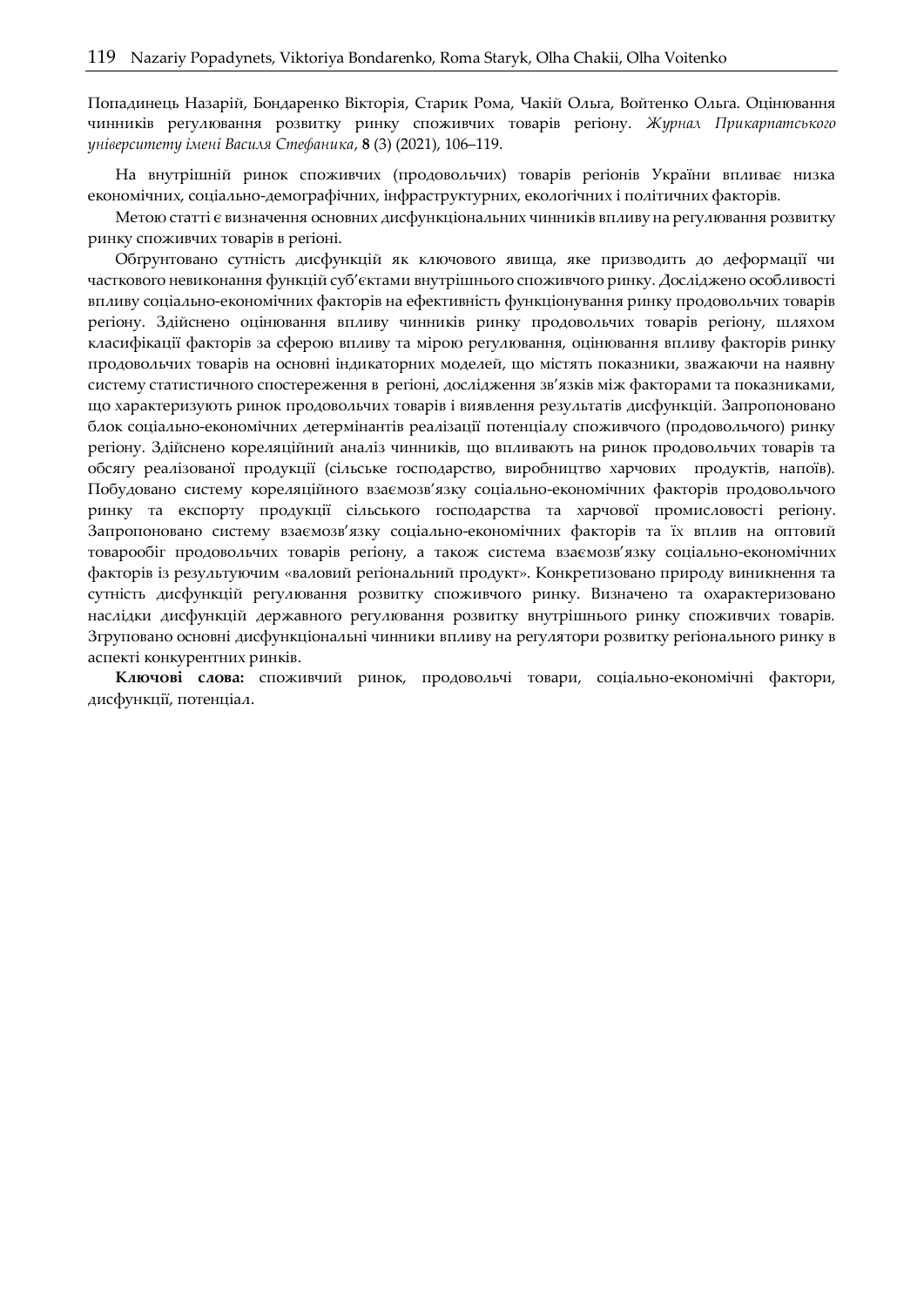Попадинець Назарій, Бондаренко Вікторія, Старик Рома, Чакій Ольга, Войтенко Ольга. Оцінювання чинників регулювання розвитку ринку споживчих товарів регіону. *Журнал Прикарпатського університету імені Василя Стефаника*, **8** (3) (2021), 106–119.

На внутрішній ринок споживчих (продовольчих) товарів регіонів України впливає низка економічних, соціально-демографічних, інфраструктурних, екологічних і політичних факторів.

Метою статті є визначення основних дисфункціональних чинників впливу на регулювання розвитку ринку споживчих товарів в регіоні.

Обґрунтовано сутність дисфункцій як ключового явища, яке призводить до деформації чи часткового невиконання функцій суб'єктами внутрішнього споживчого ринку. Досліджено особливості впливу соціально-економічних факторів на ефективність функціонування ринку продовольчих товарів регіону. Здійснено оцінювання впливу чинників ринку продовольчих товарів регіону, шляхом класифікації факторів за сферою впливу та мірою регулювання, оцінювання впливу факторів ринку продовольчих товарів на основні індикаторних моделей, що містять показники, зважаючи на наявну систему статистичного спостереження в регіоні, дослідження зв'язків між факторами та показниками, що характеризують ринок продовольчих товарів і виявлення результатів дисфункцій. Запропоновано блок соціально-економічних детермінантів реалізації потенціалу споживчого (продовольчого) ринку регіону. Здійснено кореляційний аналіз чинників, що впливають на ринок продовольчих товарів та обсягу реалізованої продукції (сільське господарство, виробництво харчових продуктів, напоїв). Побудовано систему кореляційного взаємозв'язку соціально-економічних факторів продовольчого ринку та експорту продукції сільського господарства та харчової промисловості регіону. Запропоновано систему взаємозв'язку соціально-економічних факторів та їх вплив на оптовий товарообіг продовольчих товарів регіону, а також система взаємозв'язку соціально-економічних факторів із результуючим «валовий регіональний продукт». Конкретизовано природу виникнення та сутність дисфункцій регулювання розвитку споживчого ринку. Визначено та охарактеризовано наслідки дисфункцій державного регулювання розвитку внутрішнього ринку споживчих товарів. Згруповано основні дисфункціональні чинники впливу на регулятори розвитку регіонального ринку в аспекті конкурентних ринків.

**Ключові слова:** споживчий ринок, продовольчі товари, соціально-економічні фактори, дисфункції, потенціал.